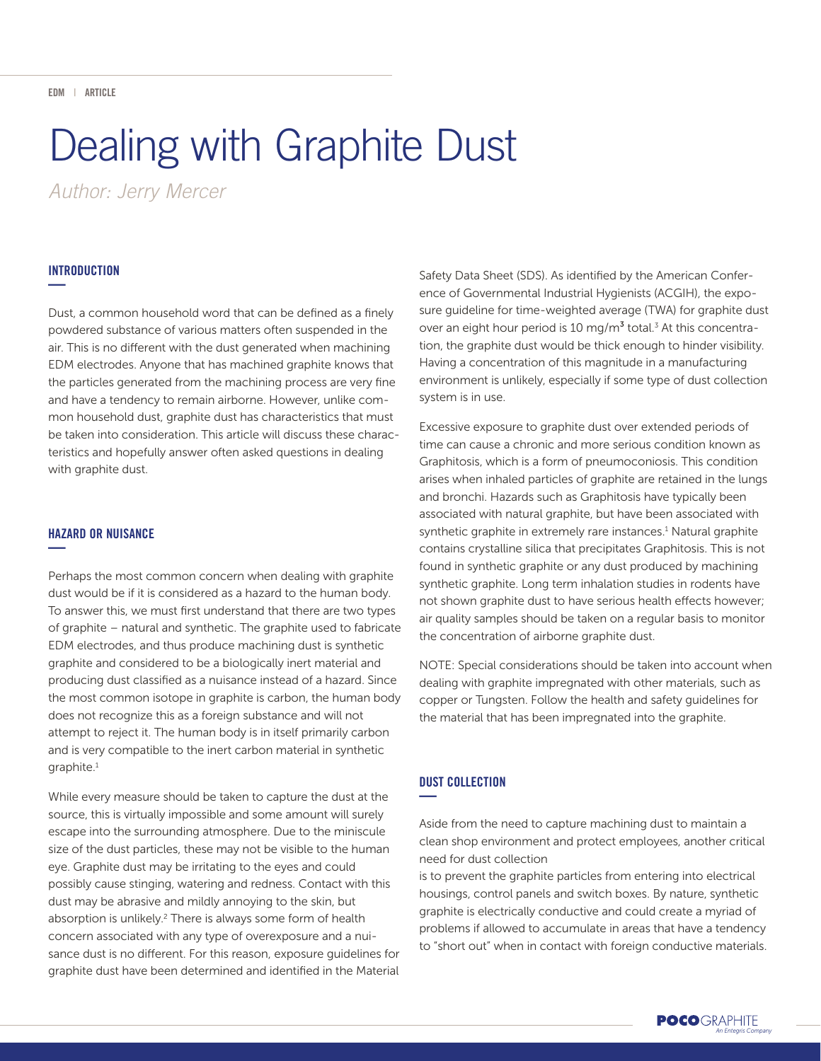EDM | ARTICLE

# Dealing with Graphite Dust

*Author: Jerry Mercer*

## INTRODUCTION

Dust, a common household word that can be defined as a finely powdered substance of various matters often suspended in the air. This is no different with the dust generated when machining EDM electrodes. Anyone that has machined graphite knows that the particles generated from the machining process are very fine and have a tendency to remain airborne. However, unlike common household dust, graphite dust has characteristics that must be taken into consideration. This article will discuss these characteristics and hopefully answer often asked questions in dealing with graphite dust.

## HAZARD OR NUISANCE

Perhaps the most common concern when dealing with graphite dust would be if it is considered as a hazard to the human body. To answer this, we must first understand that there are two types of graphite – natural and synthetic. The graphite used to fabricate EDM electrodes, and thus produce machining dust is synthetic graphite and considered to be a biologically inert material and producing dust classified as a nuisance instead of a hazard. Since the most common isotope in graphite is carbon, the human body does not recognize this as a foreign substance and will not attempt to reject it. The human body is in itself primarily carbon and is very compatible to the inert carbon material in synthetic graphite.[1]

While every measure should be taken to capture the dust at the source, this is virtually impossible and some amount will surely escape into the surrounding atmosphere. Due to the miniscule size of the dust particles, these may not be visible to the human eye. Graphite dust may be irritating to the eyes and could possibly cause stinging, watering and redness. Contact with this dust may be abrasive and mildly annoying to the skin, but absorption is unlikely.[2] There is always some form of health concern associated with any type of overexposure and a nuisance dust is no different. For this reason, exposure guidelines for graphite dust have been determined and identified in the Material Safety Data Sheet (SDS). As identified by the American Conference of Governmental Industrial Hygienists (ACGIH), the exposure guideline for time-weighted average (TWA) for graphite dust over an eight hour period is 10 $mg/m^3$ total.[3] At this concentration, the graphite dust would be thick enough to hinder visibility. Having a concentration of this magnitude in a manufacturing environment is unlikely, especially if some type of dust collection system is in use.

Excessive exposure to graphite dust over extended periods of time can cause a chronic and more serious condition known as Graphitosis, which is a form of pneumoconiosis. This condition arises when inhaled particles of graphite are retained in the lungs and bronchi. Hazards such as Graphitosis have typically been associated with natural graphite, but have been associated with synthetic graphite in extremely rare instances.[1] Natural graphite contains crystalline silica that precipitates Graphitosis. This is not found in synthetic graphite or any dust produced by machining synthetic graphite. Long term inhalation studies in rodents have not shown graphite dust to have serious health effects however; air quality samples should be taken on a regular basis to monitor the concentration of airborne graphite dust.

NOTE: Special considerations should be taken into account when dealing with graphite impregnated with other materials, such as copper or Tungsten. Follow the health and safety guidelines for the material that has been impregnated into the graphite.

## DUST COLLECTION

Aside from the need to capture machining dust to maintain a clean shop environment and protect employees, another critical need for dust collection is to prevent the graphite particles from entering into electrical housings, control panels and switch boxes. By nature, synthetic graphite is electrically conductive and could create a myriad of problems if allowed to accumulate in areas that have a tendency to "short out" when in contact with foreign conductive materials.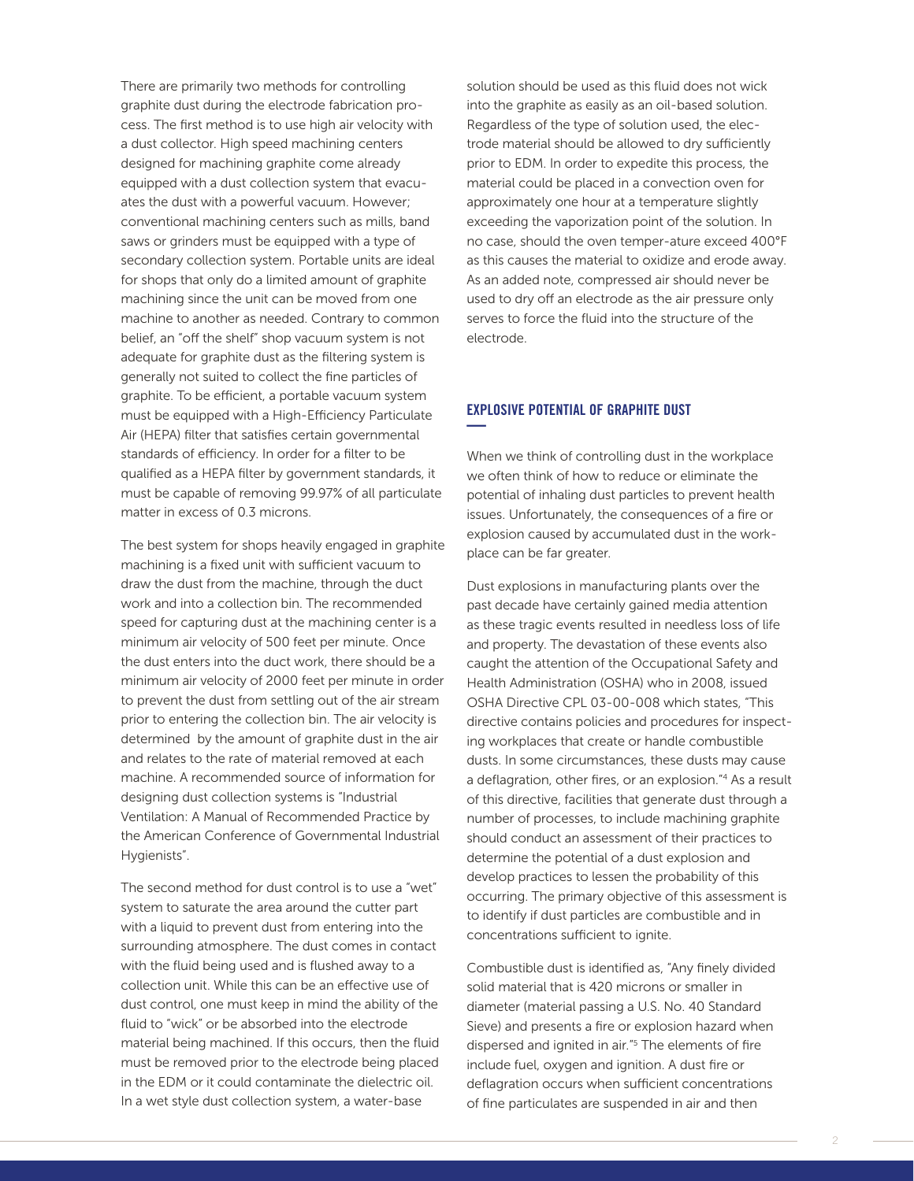There are primarily two methods for controlling graphite dust during the electrode fabrication process. The first method is to use high air velocity with a dust collector. High speed machining centers designed for machining graphite come already equipped with a dust collection system that evacuates the dust with a powerful vacuum. However; conventional machining centers such as mills, band saws or grinders must be equipped with a type of secondary collection system. Portable units are ideal for shops that only do a limited amount of graphite machining since the unit can be moved from one machine to another as needed. Contrary to common belief, an "off the shelf" shop vacuum system is not adequate for graphite dust as the filtering system is generally not suited to collect the fine particles of graphite. To be efficient, a portable vacuum system must be equipped with a High-Efficiency Particulate Air (HEPA) filter that satisfies certain governmental standards of efficiency. In order for a filter to be qualified as a HEPA filter by government standards, it must be capable of removing 99.97% of all particulate matter in excess of 0.3 microns.

The best system for shops heavily engaged in graphite machining is a fixed unit with sufficient vacuum to draw the dust from the machine, through the duct work and into a collection bin. The recommended speed for capturing dust at the machining center is a minimum air velocity of 500 feet per minute. Once the dust enters into the duct work, there should be a minimum air velocity of 2000 feet per minute in order to prevent the dust from settling out of the air stream prior to entering the collection bin. The air velocity is determined by the amount of graphite dust in the air and relates to the rate of material removed at each machine. A recommended source of information for designing dust collection systems is "Industrial Ventilation: A Manual of Recommended Practice by the American Conference of Governmental Industrial Hygienists".

The second method for dust control is to use a "wet" system to saturate the area around the cutter part with a liquid to prevent dust from entering into the surrounding atmosphere. The dust comes in contact with the fluid being used and is flushed away to a collection unit. While this can be an effective use of dust control, one must keep in mind the ability of the fluid to "wick" or be absorbed into the electrode material being machined. If this occurs, then the fluid must be removed prior to the electrode being placed in the EDM or it could contaminate the dielectric oil. In a wet style dust collection system, a water-base solution should be used as this fluid does not wick into the graphite as easily as an oil-based solution. Regardless of the type of solution used, the electrode material should be allowed to dry sufficiently prior to EDM. In order to expedite this process, the material could be placed in a convection oven for approximately one hour at a temperature slightly exceeding the vaporization point of the solution. In no case, should the oven temper-ature exceed 400°F as this causes the material to oxidize and erode away. As an added note, compressed air should never be used to dry off an electrode as the air pressure only serves to force the fluid into the structure of the electrode.

## EXPLOSIVE POTENTIAL OF GRAPHITE DUST

When we think of controlling dust in the workplace we often think of how to reduce or eliminate the potential of inhaling dust particles to prevent health issues. Unfortunately, the consequences of a fire or explosion caused by accumulated dust in the workplace can be far greater.

Dust explosions in manufacturing plants over the past decade have certainly gained media attention as these tragic events resulted in needless loss of life and property. The devastation of these events also caught the attention of the Occupational Safety and Health Administration (OSHA) who in 2008, issued OSHA Directive CPL 03-00-008 which states, "This directive contains policies and procedures for inspecting workplaces that create or handle combustible dusts. In some circumstances, these dusts may cause a deflagration, other fires, or an explosion."[4] As a result of this directive, facilities that generate dust through a number of processes, to include machining graphite should conduct an assessment of their practices to determine the potential of a dust explosion and develop practices to lessen the probability of this occurring. The primary objective of this assessment is to identify if dust particles are combustible and in concentrations sufficient to ignite.

Combustible dust is identified as, "Any finely divided solid material that is 420 microns or smaller in diameter (material passing a U.S. No. 40 Standard Sieve) and presents a fire or explosion hazard when dispersed and ignited in air."[5] The elements of fire include fuel, oxygen and ignition. A dust fire or deflagration occurs when sufficient concentrations of fine particulates are suspended in air and then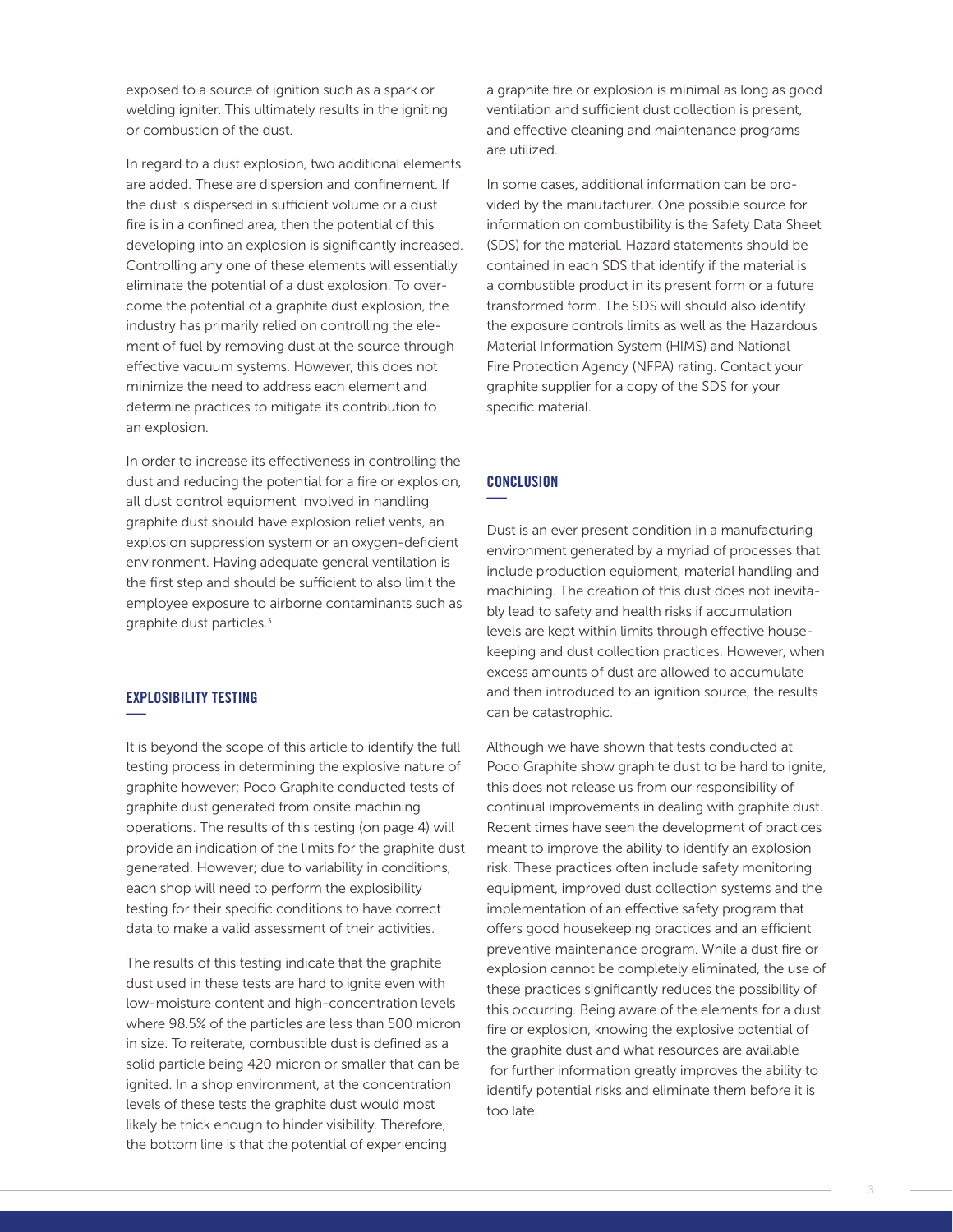exposed to a source of ignition such as a spark or welding igniter. This ultimately results in the igniting or combustion of the dust.

In regard to a dust explosion, two additional elements are added. These are dispersion and confinement. If the dust is dispersed in sufficient volume or a dust fire is in a confined area, then the potential of this developing into an explosion is significantly increased. Controlling any one of these elements will essentially eliminate the potential of a dust explosion. To overcome the potential of a graphite dust explosion, the industry has primarily relied on controlling the element of fuel by removing dust at the source through effective vacuum systems. However, this does not minimize the need to address each element and determine practices to mitigate its contribution to an explosion.

In order to increase its effectiveness in controlling the dust and reducing the potential for a fire or explosion, all dust control equipment involved in handling graphite dust should have explosion relief vents, an explosion suppression system or an oxygen-deficient environment. Having adequate general ventilation is the first step and should be sufficient to also limit the employee exposure to airborne contaminants such as graphite dust particles.[3]

## EXPLOSIBILITY TESTING

It is beyond the scope of this article to identify the full testing process in determining the explosive nature of graphite however; Poco Graphite conducted tests of graphite dust generated from onsite machining operations. The results of this testing (on page 4) will provide an indication of the limits for the graphite dust generated. However; due to variability in conditions, each shop will need to perform the explosibility testing for their specific conditions to have correct data to make a valid assessment of their activities.

The results of this testing indicate that the graphite dust used in these tests are hard to ignite even with low-moisture content and high-concentration levels where 98.5% of the particles are less than 500 micron in size. To reiterate, combustible dust is defined as a solid particle being 420 micron or smaller that can be ignited. In a shop environment, at the concentration levels of these tests the graphite dust would most likely be thick enough to hinder visibility. Therefore, the bottom line is that the potential of experiencing a graphite fire or explosion is minimal as long as good ventilation and sufficient dust collection is present, and effective cleaning and maintenance programs are utilized.

In some cases, additional information can be provided by the manufacturer. One possible source for information on combustibility is the Safety Data Sheet (SDS) for the material. Hazard statements should be contained in each SDS that identify if the material is a combustible product in its present form or a future transformed form. The SDS will should also identify the exposure controls limits as well as the Hazardous Material Information System (HIMS) and National Fire Protection Agency (NFPA) rating. Contact your graphite supplier for a copy of the SDS for your specific material.

## CONCLUSION

Dust is an ever present condition in a manufacturing environment generated by a myriad of processes that include production equipment, material handling and machining. The creation of this dust does not inevitably lead to safety and health risks if accumulation levels are kept within limits through effective housekeeping and dust collection practices. However, when excess amounts of dust are allowed to accumulate and then introduced to an ignition source, the results can be catastrophic.

Although we have shown that tests conducted at Poco Graphite show graphite dust to be hard to ignite, this does not release us from our responsibility of continual improvements in dealing with graphite dust. Recent times have seen the development of practices meant to improve the ability to identify an explosion risk. These practices often include safety monitoring equipment, improved dust collection systems and the implementation of an effective safety program that offers good housekeeping practices and an efficient preventive maintenance program. While a dust fire or explosion cannot be completely eliminated, the use of these practices significantly reduces the possibility of this occurring. Being aware of the elements for a dust fire or explosion, knowing the explosive potential of the graphite dust and what resources are available for further information greatly improves the ability to identify potential risks and eliminate them before it is too late.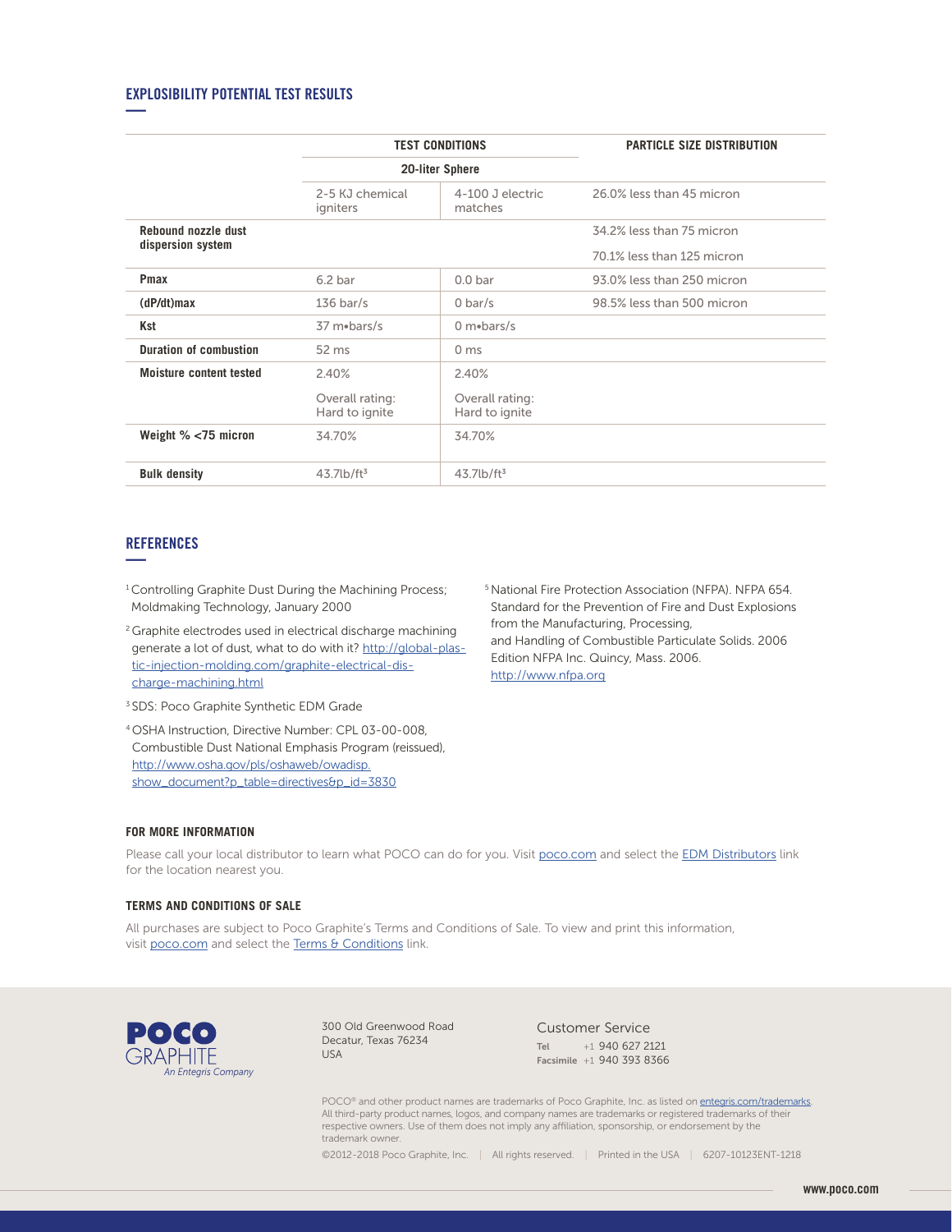## EXPLOSIBILITY POTENTIAL TEST RESULTS

| | TEST CONDITIONS | | PARTICLE SIZE DISTRIBUTION |
|---|---|---|---|
| | 20-liter Sphere | | |
| | 2-5 KJ chemical igniters | 4-100 J electric matches | 26.0% less than 45 micron |
| **Rebound nozzle dust dispersion system** | | | 34.2% less than 75 micron<br>70.1% less than 125 micron |
| **Pmax** | 6.2 bar | 0.0 bar | 93.0% less than 250 micron |
| **(dP/dt)max** | 136 bar/s | 0 bar/s | 98.5% less than 500 micron |
| **Kst** | 37 m•bars/s | 0 m•bars/s | |
| **Duration of combustion** | 52 ms | 0 ms | |
| **Moisture content tested** | 2.40%<br>Overall rating: Hard to ignite | 2.40%<br>Overall rating: Hard to ignite | |
| **Weight % <75 micron** | 34.70% | 34.70% | |
| **Bulk density** | 43.7lb/ft$^3$ | 43.7lb/ft$^3$ | |

## REFERENCES

[1] Controlling Graphite Dust During the Machining Process; Moldmaking Technology, January 2000

[2] Graphite electrodes used in electrical discharge machining generate a lot of dust, what to do with it? http://global-plastic-injection-molding.com/graphite-electrical-discharge-machining.html

[3] SDS: Poco Graphite Synthetic EDM Grade

[4] OSHA Instruction, Directive Number: CPL 03-00-008, Combustible Dust National Emphasis Program (reissued), http://www.osha.gov/pls/oshaweb/owadisp.show_document?p_table=directives&p_id=3830

[5] National Fire Protection Association (NFPA). NFPA 654. Standard for the Prevention of Fire and Dust Explosions from the Manufacturing, Processing, and Handling of Combustible Particulate Solids. 2006 Edition NFPA Inc. Quincy, Mass. 2006. http://www.nfpa.org

### FOR MORE INFORMATION

Please call your local distributor to learn what POCO can do for you. Visit poco.com and select the EDM Distributors link for the location nearest you.

### TERMS AND CONDITIONS OF SALE

All purchases are subject to Poco Graphite's Terms and Conditions of Sale. To view and print this information, visit poco.com and select the Terms & Conditions link.

POCO GRAPHITE
*An Entegris Company*

300 Old Greenwood Road
Decatur, Texas 76234
USA

Customer Service
**Tel** +1 940 627 2121
**Facsimile** +1 940 393 8366

POCO® and other product names are trademarks of Poco Graphite, Inc. as listed on entegris.com/trademarks. All third-party product names, logos, and company names are trademarks or registered trademarks of their respective owners. Use of them does not imply any affiliation, sponsorship, or endorsement by the trademark owner.

©2012-2018 Poco Graphite, Inc. | All rights reserved. | Printed in the USA | 6207-10123ENT-1218

www.poco.com